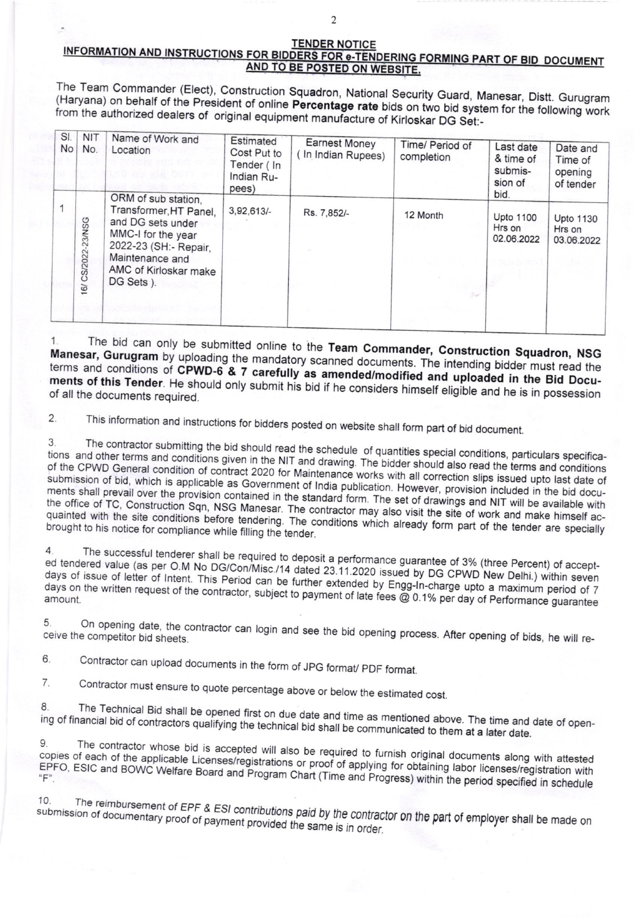## TENDER NOTICE

### INFORMATION AND INSTRUCTIONS FOR BIDDERS FOR e-TENDERING FORMING PART OF BID DOCUMENT AND TO BE POSTED ON WEBSITE.

The Team Commander (Elect), Construction Squadron, National Security Guard, Manesar, Distt. Gurugram (Haryana) on behalf of the President of online **Percentage rate** bids on two bid system for the following work from the authorized dealers of original equipment manufacture of Kirloskar DG Set:-

| Sl. No | NIT No. | Name of Work and Location | Estimated Cost Put to Tender ( In Indian Rupees) | Earnest Money ( In Indian Rupees) | Time/ Period of completion | Last date & time of submission of bid. | Date and Time of opening of tender |
|---|---|---|---|---|---|---|---|
| 1 | 16/ CS/2022-23/NSG | ORM of sub station, Transformer,HT Panel, and DG sets under MMC-I for the year 2022-23 (SH:- Repair, Maintenance and AMC of Kirloskar make DG Sets ). | 3,92,613/- | Rs. 7,852/- | 12 Month | Upto 1100 Hrs on 02.06.2022 | Upto 1130 Hrs on 03.06.2022 |

1. The bid can only be submitted online to the **Team Commander, Construction Squadron, NSG Manesar, Gurugram** by uploading the mandatory scanned documents. The intending bidder must read the terms and conditions of **CPWD-6 & 7 carefully as amended/modified and uploaded in the Bid Documents of this Tender**. He should only submit his bid if he considers himself eligible and he is in possession of all the documents required.

2. This information and instructions for bidders posted on website shall form part of bid document.

3. The contractor submitting the bid should read the schedule of quantities special conditions, particulars specifications and other terms and conditions given in the NIT and drawing. The bidder should also read the terms and conditions of the CPWD General condition of contract 2020 for Maintenance works with all correction slips issued upto last date of submission of bid, which is applicable as Government of India publication. However, provision included in the bid documents shall prevail over the provision contained in the standard form. The set of drawings and NIT will be available with the office of TC, Construction Sqn, NSG Manesar. The contractor may also visit the site of work and make himself acquainted with the site conditions before tendering. The conditions which already form part of the tender are specially brought to his notice for compliance while filling the tender.

4. The successful tenderer shall be required to deposit a performance guarantee of 3% (three Percent) of accepted tendered value (as per O.M No DG/Con/Misc./14 dated 23.11.2020 issued by DG CPWD New Delhi.) within seven days of issue of letter of Intent. This Period can be further extended by Engg-In-charge upto a maximum period of 7 days on the written request of the contractor, subject to payment of late fees @ 0.1% per day of Performance guarantee amount.

5. On opening date, the contractor can login and see the bid opening process. After opening of bids, he will receive the competitor bid sheets.

6. Contractor can upload documents in the form of JPG format/ PDF format.

7. Contractor must ensure to quote percentage above or below the estimated cost.

8. The Technical Bid shall be opened first on due date and time as mentioned above. The time and date of opening of financial bid of contractors qualifying the technical bid shall be communicated to them at a later date.

9. The contractor whose bid is accepted will also be required to furnish original documents along with attested copies of each of the applicable Licenses/registrations or proof of applying for obtaining labor licenses/registration with EPFO, ESIC and BOWC Welfare Board and Program Chart (Time and Progress) within the period specified in schedule "F".

10. The reimbursement of EPF & ESI contributions paid by the contractor on the part of employer shall be made on submission of documentary proof of payment provided the same is in order.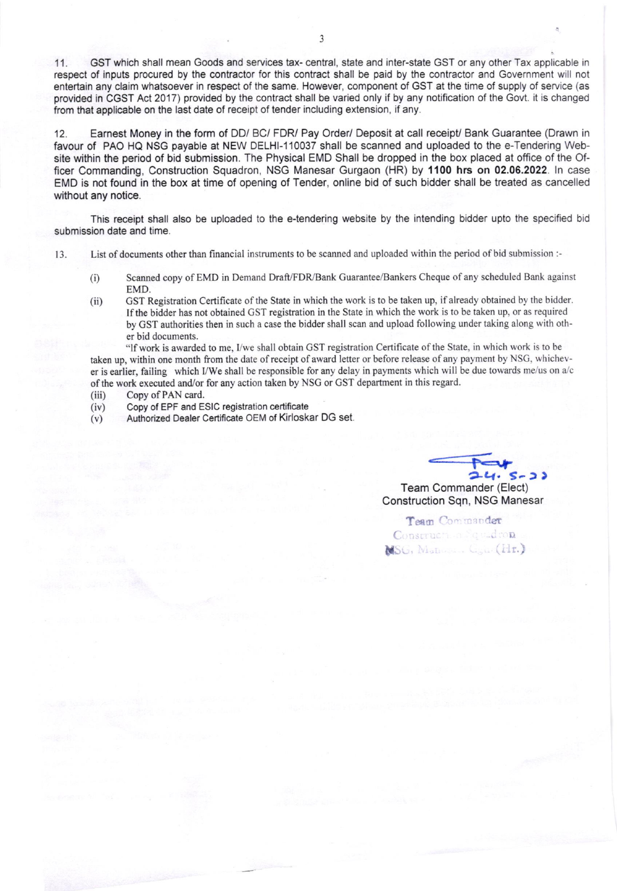11. GST which shall mean Goods and services tax- central, state and inter-state GST or any other Tax applicable in respect of inputs procured by the contractor for this contract shall be paid by the contractor and Government will not entertain any claim whatsoever in respect of the same. However, component of GST at the time of supply of service (as provided in CGST Act 2017) provided by the contract shall be varied only if by any notification of the Govt. it is changed from that applicable on the last date of receipt of tender including extension, if any.

12. Earnest Money in the form of DD/ BC/ FDR/ Pay Order/ Deposit at call receipt/ Bank Guarantee (Drawn in favour of PAO HQ NSG payable at NEW DELHI-110037 shall be scanned and uploaded to the e-Tendering Website within the period of bid submission. The Physical EMD Shall be dropped in the box placed at office of the Officer Commanding, Construction Squadron, NSG Manesar Gurgaon (HR) by **1100 hrs on 02.06.2022**. In case EMD is not found in the box at time of opening of Tender, online bid of such bidder shall be treated as cancelled without any notice.

This receipt shall also be uploaded to the e-tendering website by the intending bidder upto the specified bid submission date and time.

13. List of documents other than financial instruments to be scanned and uploaded within the period of bid submission :-

(i) Scanned copy of EMD in Demand Draft/FDR/Bank Guarantee/Bankers Cheque of any scheduled Bank against EMD.

(ii) GST Registration Certificate of the State in which the work is to be taken up, if already obtained by the bidder. If the bidder has not obtained GST registration in the State in which the work is to be taken up, or as required by GST authorities then in such a case the bidder shall scan and upload following under taking along with other bid documents.

"If work is awarded to me, I/we shall obtain GST registration Certificate of the State, in which work is to be taken up, within one month from the date of receipt of award letter or before release of any payment by NSG, whichever is earlier, failing which I/We shall be responsible for any delay in payments which will be due towards me/us on a/c of the work executed and/or for any action taken by NSG or GST department in this regard.

(iii) Copy of PAN card.

(iv) Copy of EPF and ESIC registration certificate

(v) Authorized Dealer Certificate OEM of Kirloskar DG set.

24.5.22

Team Commander (Elect)
Construction Sqn, NSG Manesar

Team Commander
Construction Squadron
NSG, Manesar, Ggn (Hr.)